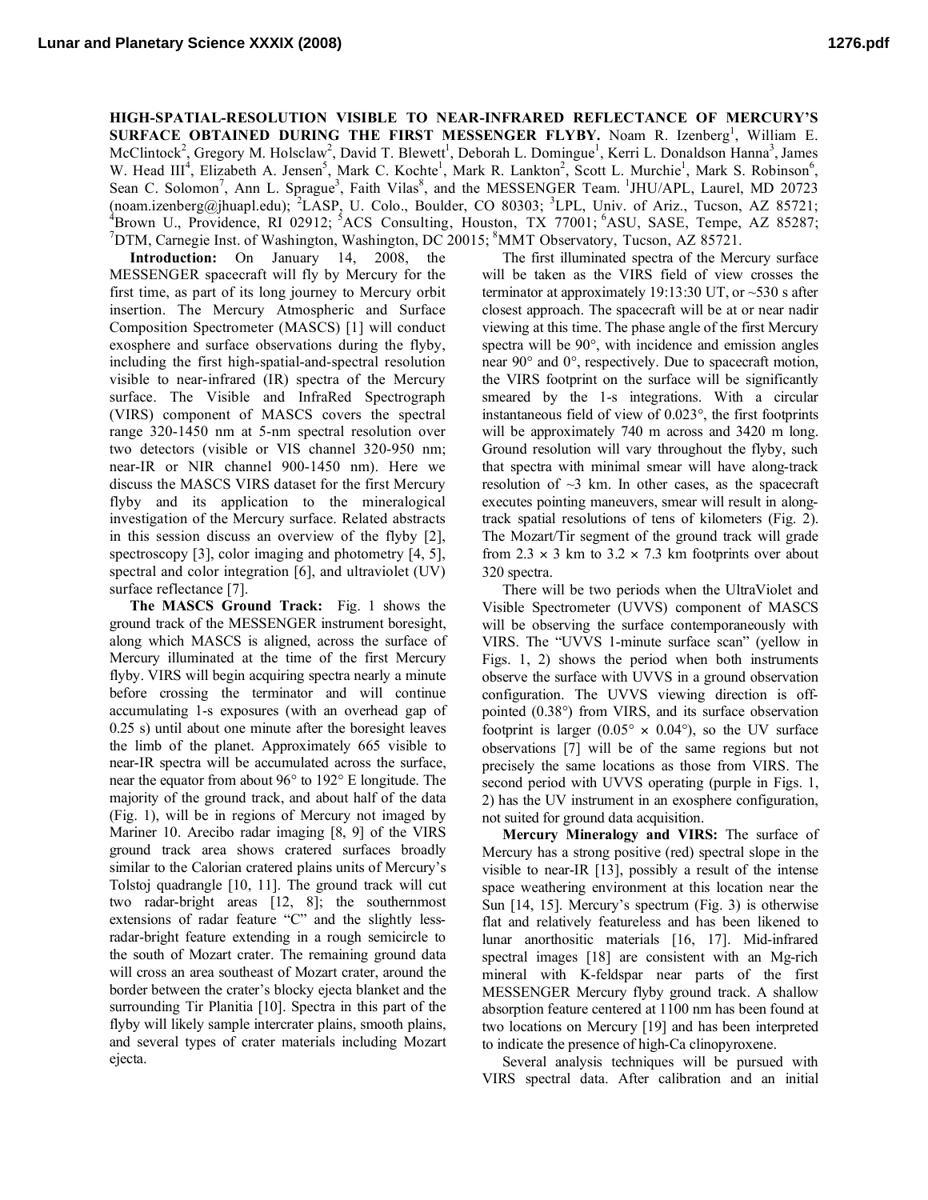# HIGH-SPATIAL-RESOLUTION VISIBLE TO NEAR-INFRARED REFLECTANCE OF MERCURY'S SURFACE OBTAINED DURING THE FIRST MESSENGER FLYBY.

Noam R. Izenberg[1], William E. McClintock[2], Gregory M. Holsclaw[2], David T. Blewett[1], Deborah L. Domingue[1], Kerri L. Donaldson Hanna[3], James W. Head III[4], Elizabeth A. Jensen[5], Mark C. Kochte[1], Mark R. Lankton[2], Scott L. Murchie[1], Mark S. Robinson[6], Sean C. Solomon[7], Ann L. Sprague[3], Faith Vilas[8], and the MESSENGER Team. [1]JHU/APL, Laurel, MD 20723 (noam.izenberg@jhuapl.edu); [2]LASP, U. Colo., Boulder, CO 80303; [3]LPL, Univ. of Ariz., Tucson, AZ 85721; [4]Brown U., Providence, RI 02912; [5]ACS Consulting, Houston, TX 77001; [6]ASU, SASE, Tempe, AZ 85287; [7]DTM, Carnegie Inst. of Washington, Washington, DC 20015; [8]MMT Observatory, Tucson, AZ 85721.

**Introduction:** On January 14, 2008, the MESSENGER spacecraft will fly by Mercury for the first time, as part of its long journey to Mercury orbit insertion. The Mercury Atmospheric and Surface Composition Spectrometer (MASCS) [1] will conduct exosphere and surface observations during the flyby, including the first high-spatial-and-spectral resolution visible to near-infrared (IR) spectra of the Mercury surface. The Visible and InfraRed Spectrograph (VIRS) component of MASCS covers the spectral range 320-1450 nm at 5-nm spectral resolution over two detectors (visible or VIS channel 320-950 nm; near-IR or NIR channel 900-1450 nm). Here we discuss the MASCS VIRS dataset for the first Mercury flyby and its application to the mineralogical investigation of the Mercury surface. Related abstracts in this session discuss an overview of the flyby [2], spectroscopy [3], color imaging and photometry [4, 5], spectral and color integration [6], and ultraviolet (UV) surface reflectance [7].

**The MASCS Ground Track:** Fig. 1 shows the ground track of the MESSENGER instrument boresight, along which MASCS is aligned, across the surface of Mercury illuminated at the time of the first Mercury flyby. VIRS will begin acquiring spectra nearly a minute before crossing the terminator and will continue accumulating 1-s exposures (with an overhead gap of 0.25 s) until about one minute after the boresight leaves the limb of the planet. Approximately 665 visible to near-IR spectra will be accumulated across the surface, near the equator from about 96° to 192° E longitude. The majority of the ground track, and about half of the data (Fig. 1), will be in regions of Mercury not imaged by Mariner 10. Arecibo radar imaging [8, 9] of the VIRS ground track area shows cratered surfaces broadly similar to the Calorian cratered plains units of Mercury's Tolstoj quadrangle [10, 11]. The ground track will cut two radar-bright areas [12, 8]; the southernmost extensions of radar feature "C" and the slightly less-radar-bright feature extending in a rough semicircle to the south of Mozart crater. The remaining ground data will cross an area southeast of Mozart crater, around the border between the crater's blocky ejecta blanket and the surrounding Tir Planitia [10]. Spectra in this part of the flyby will likely sample intercrater plains, smooth plains, and several types of crater materials including Mozart ejecta.

The first illuminated spectra of the Mercury surface will be taken as the VIRS field of view crosses the terminator at approximately 19:13:30 UT, or ~530 s after closest approach. The spacecraft will be at or near nadir viewing at this time. The phase angle of the first Mercury spectra will be 90°, with incidence and emission angles near 90° and 0°, respectively. Due to spacecraft motion, the VIRS footprint on the surface will be significantly smeared by the 1-s integrations. With a circular instantaneous field of view of 0.023°, the first footprints will be approximately 740 m across and 3420 m long. Ground resolution will vary throughout the flyby, such that spectra with minimal smear will have along-track resolution of ~3 km. In other cases, as the spacecraft executes pointing maneuvers, smear will result in along-track spatial resolutions of tens of kilometers (Fig. 2). The Mozart/Tir segment of the ground track will grade from 2.3 × 3 km to 3.2 × 7.3 km footprints over about 320 spectra.

There will be two periods when the UltraViolet and Visible Spectrometer (UVVS) component of MASCS will be observing the surface contemporaneously with VIRS. The "UVVS 1-minute surface scan" (yellow in Figs. 1, 2) shows the period when both instruments observe the surface with UVVS in a ground observation configuration. The UVVS viewing direction is off-pointed (0.38°) from VIRS, and its surface observation footprint is larger (0.05° × 0.04°), so the UV surface observations [7] will be of the same regions but not precisely the same locations as those from VIRS. The second period with UVVS operating (purple in Figs. 1, 2) has the UV instrument in an exosphere configuration, not suited for ground data acquisition.

**Mercury Mineralogy and VIRS:** The surface of Mercury has a strong positive (red) spectral slope in the visible to near-IR [13], possibly a result of the intense space weathering environment at this location near the Sun [14, 15]. Mercury's spectrum (Fig. 3) is otherwise flat and relatively featureless and has been likened to lunar anorthositic materials [16, 17]. Mid-infrared spectral images [18] are consistent with an Mg-rich mineral with K-feldspar near parts of the first MESSENGER Mercury flyby ground track. A shallow absorption feature centered at 1100 nm has been found at two locations on Mercury [19] and has been interpreted to indicate the presence of high-Ca clinopyroxene.

Several analysis techniques will be pursued with VIRS spectral data. After calibration and an initial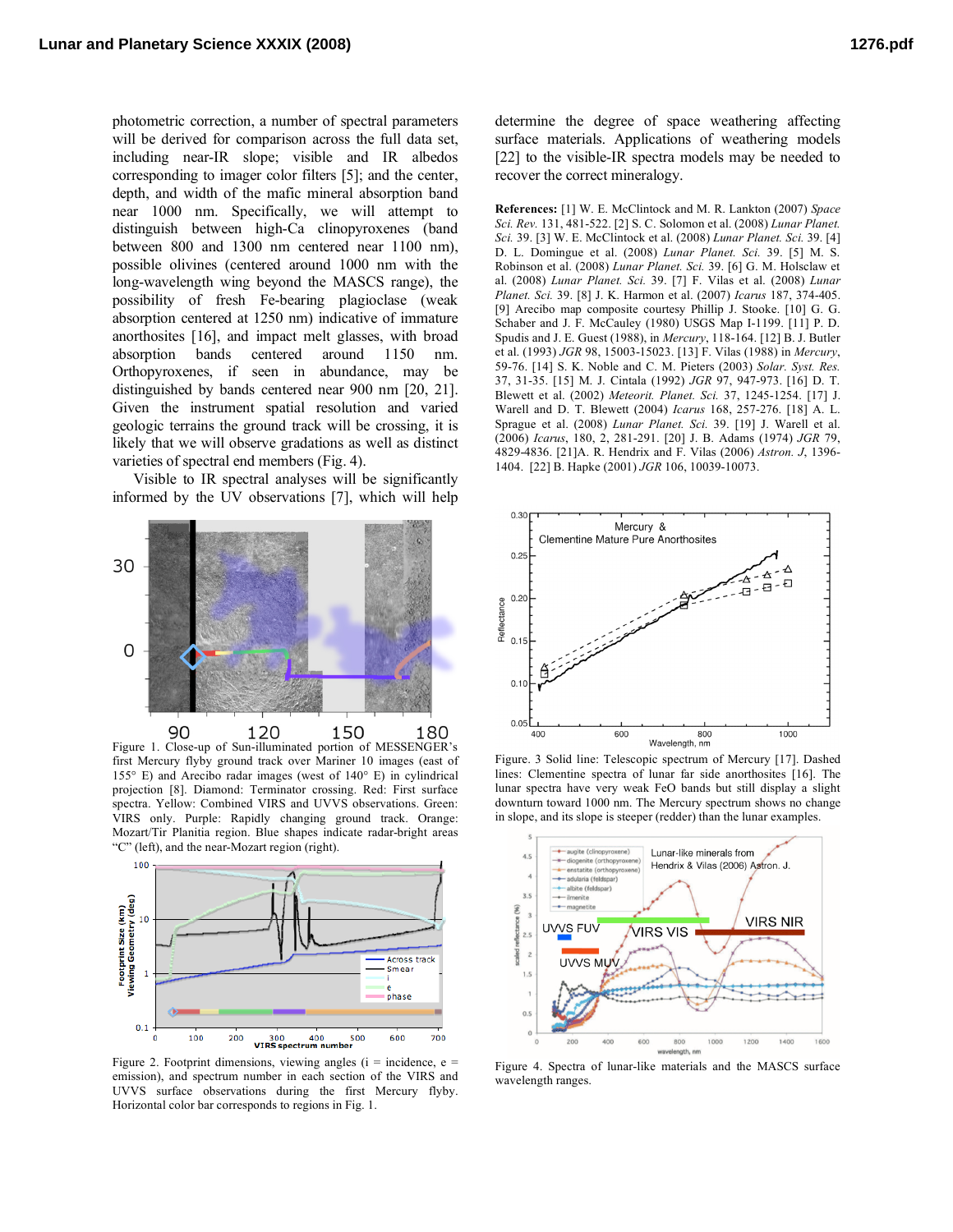photometric correction, a number of spectral parameters will be derived for comparison across the full data set, including near-IR slope; visible and IR albedos corresponding to imager color filters [5]; and the center, depth, and width of the mafic mineral absorption band near 1000 nm. Specifically, we will attempt to distinguish between high-Ca clinopyroxenes (band between 800 and 1300 nm centered near 1100 nm), possible olivines (centered around 1000 nm with the long-wavelength wing beyond the MASCS range), the possibility of fresh Fe-bearing plagioclase (weak absorption centered at 1250 nm) indicative of immature anorthosites [16], and impact melt glasses, with broad absorption bands centered around 1150 nm. Orthopyroxenes, if seen in abundance, may be distinguished by bands centered near 900 nm [20, 21]. Given the instrument spatial resolution and varied geologic terrains the ground track will be crossing, it is likely that we will observe gradations as well as distinct varieties of spectral end members (Fig. 4).

Visible to IR spectral analyses will be significantly informed by the UV observations [7], which will help determine the degree of space weathering affecting surface materials. Applications of weathering models [22] to the visible-IR spectra models may be needed to recover the correct mineralogy.

30

0

90 120 150 180

Figure 1. Close-up of Sun-illuminated portion of MESSENGER's first Mercury flyby ground track over Mariner 10 images (east of 155° E) and Arecibo radar images (west of 140° E) in cylindrical projection [8]. Diamond: Terminator crossing. Red: First surface spectra. Yellow: Combined VIRS and UVVS observations. Green: VIRS only. Purple: Rapidly changing ground track. Orange: Mozart/Tir Planitia region. Blue shapes indicate radar-bright areas "C" (left), and the near-Mozart region (right).

Footprint Size (km)
Viewing Geometry (deg)
100
10
1
0.1
0 100 200 300 400 500 600 700
VIRS spectrum number
Across track
Smear
i
e
phase

Figure 2. Footprint dimensions, viewing angles (i = incidence, e = emission), and spectrum number in each section of the VIRS and UVVS surface observations during the first Mercury flyby. Horizontal color bar corresponds to regions in Fig. 1.

**References:** [1] W. E. McClintock and M. R. Lankton (2007) *Space Sci. Rev.* 131, 481-522. [2] S. C. Solomon et al. (2008) *Lunar Planet. Sci.* 39. [3] W. E. McClintock et al. (2008) *Lunar Planet. Sci.* 39. [4] D. L. Domingue et al. (2008) *Lunar Planet. Sci.* 39. [5] M. S. Robinson et al. (2008) *Lunar Planet. Sci.* 39. [6] G. M. Holsclaw et al. (2008) *Lunar Planet. Sci.* 39. [7] F. Vilas et al. (2008) *Lunar Planet. Sci.* 39. [8] J. K. Harmon et al. (2007) *Icarus* 187, 374-405. [9] Arecibo map composite courtesy Phillip J. Stooke. [10] G. G. Schaber and J. F. McCauley (1980) USGS Map I-1199. [11] P. D. Spudis and J. E. Guest (1988), in *Mercury*, 118-164. [12] B. J. Butler et al. (1993) *JGR* 98, 15003-15023. [13] F. Vilas (1988) in *Mercury*, 59-76. [14] S. K. Noble and C. M. Pieters (2003) *Solar. Syst. Res.* 37, 31-35. [15] M. J. Cintala (1992) *JGR* 97, 947-973. [16] D. T. Blewett et al. (2002) *Meteorit. Planet. Sci.* 37, 1245-1254. [17] J. Warell and D. T. Blewett (2004) *Icarus* 168, 257-276. [18] A. L. Sprague et al. (2008) *Lunar Planet. Sci.* 39. [19] J. Warell et al. (2006) *Icarus*, 180, 2, 281-291. [20] J. B. Adams (1974) *JGR* 79, 4829-4836. [21]A. R. Hendrix and F. Vilas (2006) *Astron. J*, 1396-1404. [22] B. Hapke (2001) *JGR* 106, 10039-10073.

Mercury &
Clementine Mature Pure Anorthosites
Reflectance
0.30
0.25
0.20
0.15
0.10
0.05
400 600 800 1000
Wavelength, nm

Figure. 3 Solid line: Telescopic spectrum of Mercury [17]. Dashed lines: Clementine spectra of lunar far side anorthosites [16]. The lunar spectra have very weak FeO bands but still display a slight downturn toward 1000 nm. The Mercury spectrum shows no change in slope, and its slope is steeper (redder) than the lunar examples.

augite (clinopyroxene)
diogenite (orthopyroxene)
enstatite (orthopyroxene)
adularia (feldspar)
albite (feldspar)
ilmenite
magnetite
Lunar-like minerals from
Hendrix & Vilas (2006) Astron. J.
UVVS FUV
VIRS VIS
VIRS NIR
UVVS MUV
scaled reflectance (%)
wavelength, nm
0 200 400 600 800 1000 1200 1400 1600

Figure 4. Spectra of lunar-like materials and the MASCS surface wavelength ranges.